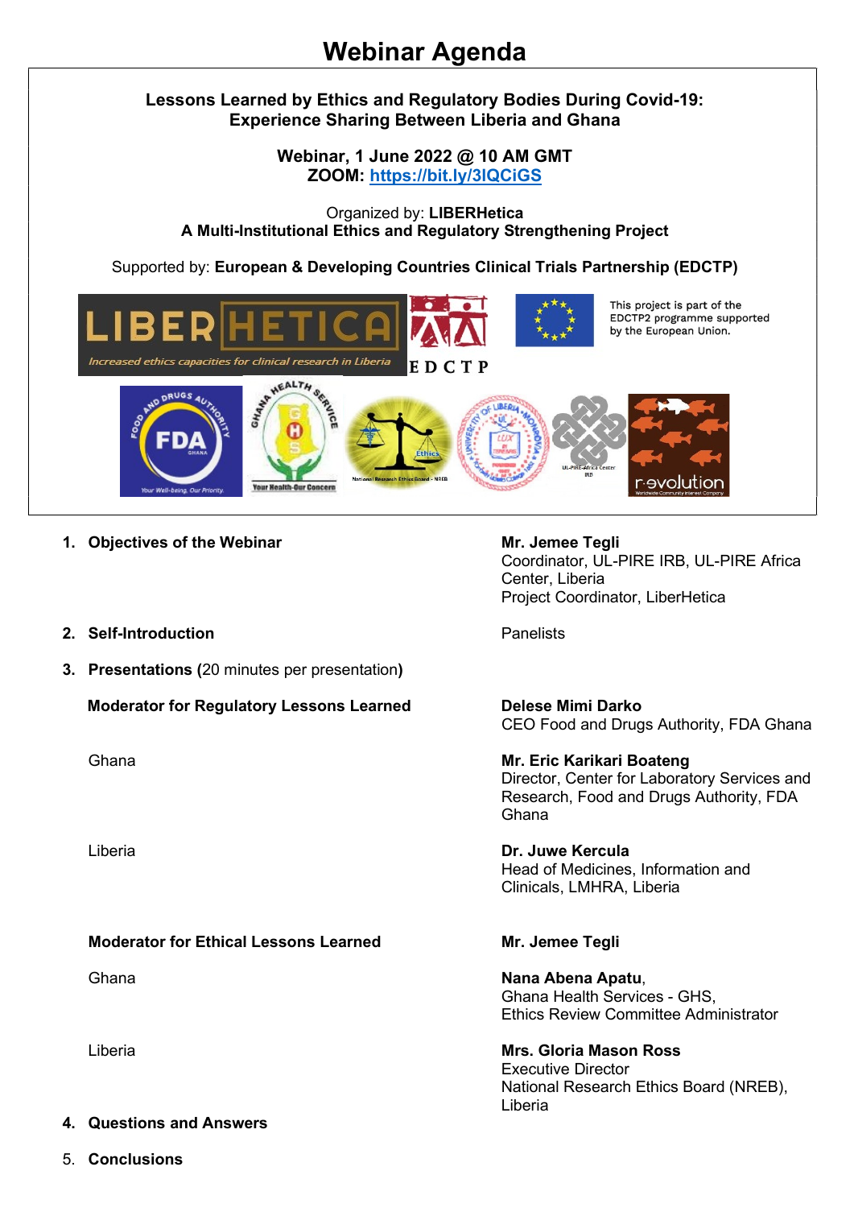# Webinar Agenda

**Lessons Learned by Ethics and Regulatory Bodies During Covid-19: Experience Sharing Between Liberia and Ghana**

**Webinar, 1 June 2022 @ 10 AM GMT**
**ZOOM: https://bit.ly/3lQCiGS**

Organized by: **LIBERHetica**
**A Multi-Institutional Ethics and Regulatory Strengthening Project**

Supported by: **European & Developing Countries Clinical Trials Partnership (EDCTP)**

This project is part of the EDCTP2 programme supported by the European Union.

1. **Objectives of the Webinar** — **Mr. Jemee Tegli**, Coordinator, UL-PIRE IRB, UL-PIRE Africa Center, Liberia; Project Coordinator, LiberHetica

2. **Self-Introduction** — Panelists

3. **Presentations (**20 minutes per presentation**)**

   **Moderator for Regulatory Lessons Learned** — **Delese Mimi Darko**, CEO Food and Drugs Authority, FDA Ghana

   Ghana — **Mr. Eric Karikari Boateng**, Director, Center for Laboratory Services and Research, Food and Drugs Authority, FDA Ghana

   Liberia — **Dr. Juwe Kercula**, Head of Medicines, Information and Clinicals, LMHRA, Liberia

   **Moderator for Ethical Lessons Learned** — **Mr. Jemee Tegli**

   Ghana — **Nana Abena Apatu**, Ghana Health Services - GHS, Ethics Review Committee Administrator

   Liberia — **Mrs. Gloria Mason Ross**, Executive Director, National Research Ethics Board (NREB), Liberia

4. **Questions and Answers**

5. **Conclusions**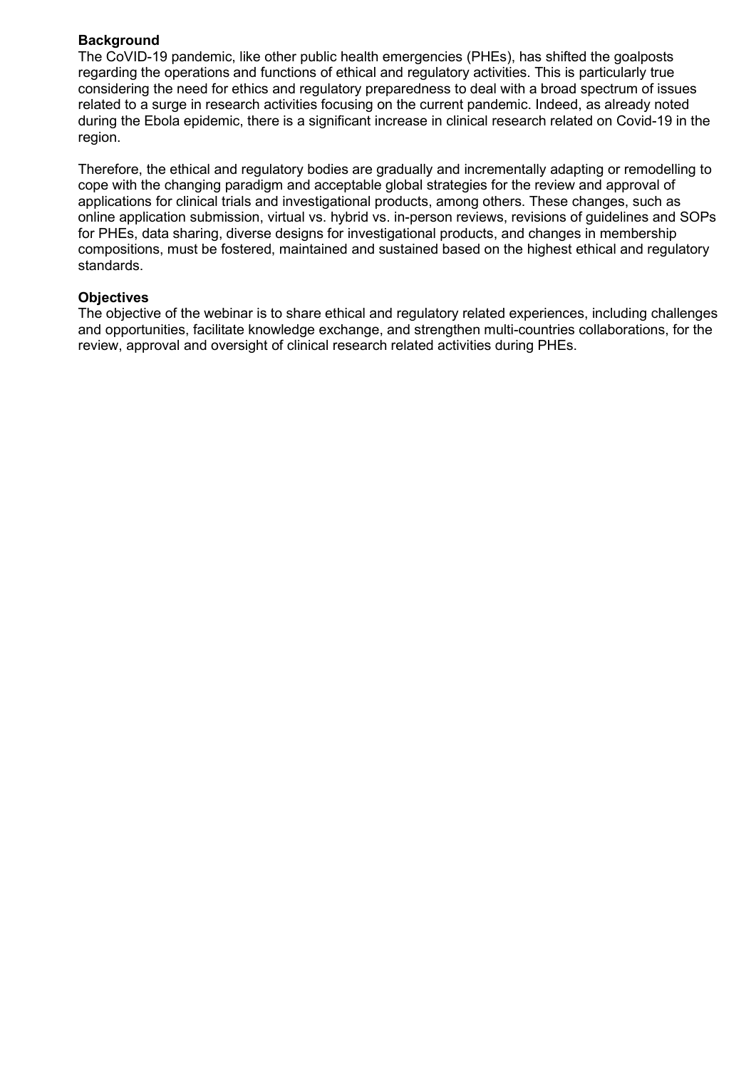**Background**

The CoVID-19 pandemic, like other public health emergencies (PHEs), has shifted the goalposts regarding the operations and functions of ethical and regulatory activities. This is particularly true considering the need for ethics and regulatory preparedness to deal with a broad spectrum of issues related to a surge in research activities focusing on the current pandemic. Indeed, as already noted during the Ebola epidemic, there is a significant increase in clinical research related on Covid-19 in the region.

Therefore, the ethical and regulatory bodies are gradually and incrementally adapting or remodelling to cope with the changing paradigm and acceptable global strategies for the review and approval of applications for clinical trials and investigational products, among others. These changes, such as online application submission, virtual vs. hybrid vs. in-person reviews, revisions of guidelines and SOPs for PHEs, data sharing, diverse designs for investigational products, and changes in membership compositions, must be fostered, maintained and sustained based on the highest ethical and regulatory standards.

**Objectives**

The objective of the webinar is to share ethical and regulatory related experiences, including challenges and opportunities, facilitate knowledge exchange, and strengthen multi-countries collaborations, for the review, approval and oversight of clinical research related activities during PHEs.